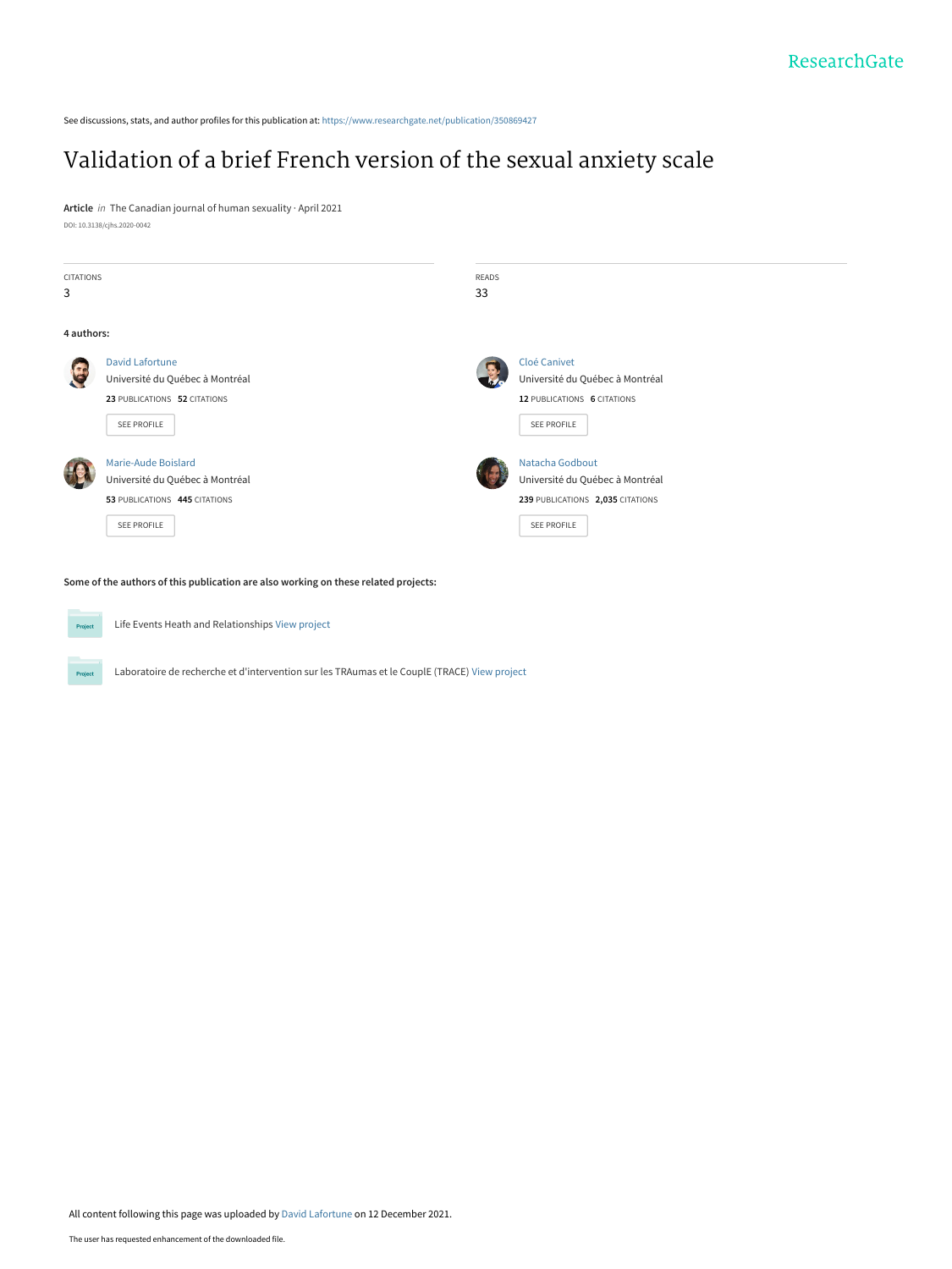ResearchGate

See discussions, stats, and author profiles for this publication at: https://www.researchgate.net/publication/350869427

# Validation of a brief French version of the sexual anxiety scale

**Article** *in* The Canadian journal of human sexuality · April 2021

DOI: 10.3138/cjhs.2020-0042

| CITATIONS | READS |
| --- | --- |
| 3 | 33 |

**4 authors:**

**David Lafortune**
Université du Québec à Montréal
23 PUBLICATIONS 52 CITATIONS
SEE PROFILE

**Cloé Canivet**
Université du Québec à Montréal
12 PUBLICATIONS 6 CITATIONS
SEE PROFILE

**Marie-Aude Boislard**
Université du Québec à Montréal
53 PUBLICATIONS 445 CITATIONS
SEE PROFILE

**Natacha Godbout**
Université du Québec à Montréal
239 PUBLICATIONS 2,035 CITATIONS
SEE PROFILE

**Some of the authors of this publication are also working on these related projects:**

- Project: Life Events Heath and Relationships View project
- Project: Laboratoire de recherche et d'intervention sur les TRAumas et le CouplE (TRACE) View project

All content following this page was uploaded by David Lafortune on 12 December 2021.

The user has requested enhancement of the downloaded file.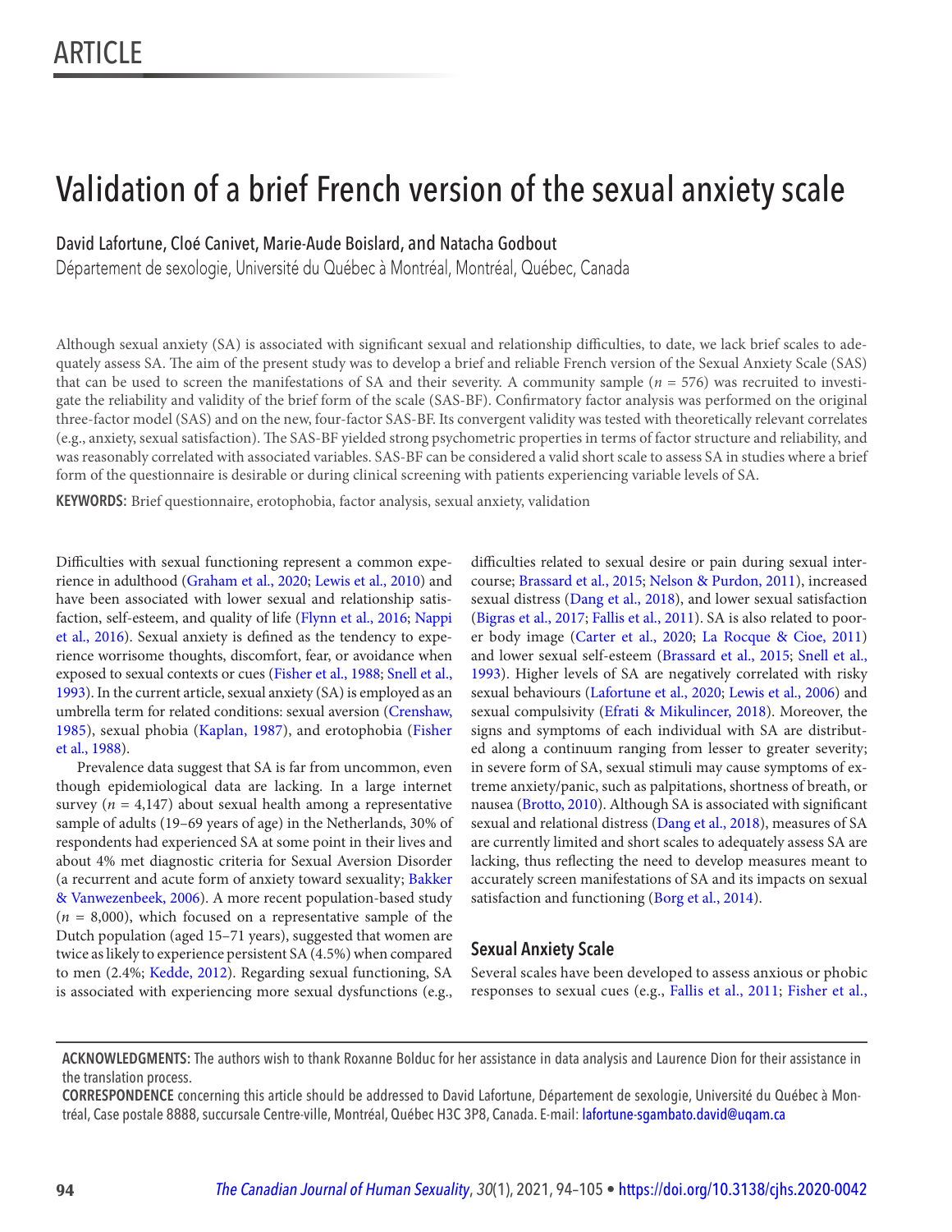ARTICLE

# Validation of a brief French version of the sexual anxiety scale

David Lafortune, Cloé Canivet, Marie-Aude Boislard, and Natacha Godbout

Département de sexologie, Université du Québec à Montréal, Montréal, Québec, Canada

Although sexual anxiety (SA) is associated with significant sexual and relationship difficulties, to date, we lack brief scales to adequately assess SA. The aim of the present study was to develop a brief and reliable French version of the Sexual Anxiety Scale (SAS) that can be used to screen the manifestations of SA and their severity. A community sample ($n$ = 576) was recruited to investigate the reliability and validity of the brief form of the scale (SAS-BF). Confirmatory factor analysis was performed on the original three-factor model (SAS) and on the new, four-factor SAS-BF. Its convergent validity was tested with theoretically relevant correlates (e.g., anxiety, sexual satisfaction). The SAS-BF yielded strong psychometric properties in terms of factor structure and reliability, and was reasonably correlated with associated variables. SAS-BF can be considered a valid short scale to assess SA in studies where a brief form of the questionnaire is desirable or during clinical screening with patients experiencing variable levels of SA.

**KEYWORDS:** Brief questionnaire, erotophobia, factor analysis, sexual anxiety, validation

Difficulties with sexual functioning represent a common experience in adulthood (Graham et al., 2020; Lewis et al., 2010) and have been associated with lower sexual and relationship satisfaction, self-esteem, and quality of life (Flynn et al., 2016; Nappi et al., 2016). Sexual anxiety is defined as the tendency to experience worrisome thoughts, discomfort, fear, or avoidance when exposed to sexual contexts or cues (Fisher et al., 1988; Snell et al., 1993). In the current article, sexual anxiety (SA) is employed as an umbrella term for related conditions: sexual aversion (Crenshaw, 1985), sexual phobia (Kaplan, 1987), and erotophobia (Fisher et al., 1988).

Prevalence data suggest that SA is far from uncommon, even though epidemiological data are lacking. In a large internet survey ($n$ = 4,147) about sexual health among a representative sample of adults (19–69 years of age) in the Netherlands, 30% of respondents had experienced SA at some point in their lives and about 4% met diagnostic criteria for Sexual Aversion Disorder (a recurrent and acute form of anxiety toward sexuality; Bakker & Vanwezenbeek, 2006). A more recent population-based study ($n$ = 8,000), which focused on a representative sample of the Dutch population (aged 15–71 years), suggested that women are twice as likely to experience persistent SA (4.5%) when compared to men (2.4%; Kedde, 2012). Regarding sexual functioning, SA is associated with experiencing more sexual dysfunctions (e.g., difficulties related to sexual desire or pain during sexual intercourse; Brassard et al., 2015; Nelson & Purdon, 2011), increased sexual distress (Dang et al., 2018), and lower sexual satisfaction (Bigras et al., 2017; Fallis et al., 2011). SA is also related to poorer body image (Carter et al., 2020; La Rocque & Cioe, 2011) and lower sexual self-esteem (Brassard et al., 2015; Snell et al., 1993). Higher levels of SA are negatively correlated with risky sexual behaviours (Lafortune et al., 2020; Lewis et al., 2006) and sexual compulsivity (Efrati & Mikulincer, 2018). Moreover, the signs and symptoms of each individual with SA are distributed along a continuum ranging from lesser to greater severity; in severe form of SA, sexual stimuli may cause symptoms of extreme anxiety/panic, such as palpitations, shortness of breath, or nausea (Brotto, 2010). Although SA is associated with significant sexual and relational distress (Dang et al., 2018), measures of SA are currently limited and short scales to adequately assess SA are lacking, thus reflecting the need to develop measures meant to accurately screen manifestations of SA and its impacts on sexual satisfaction and functioning (Borg et al., 2014).

## Sexual Anxiety Scale

Several scales have been developed to assess anxious or phobic responses to sexual cues (e.g., Fallis et al., 2011; Fisher et al.,

**ACKNOWLEDGMENTS:** The authors wish to thank Roxanne Bolduc for her assistance in data analysis and Laurence Dion for their assistance in the translation process.

**CORRESPONDENCE** concerning this article should be addressed to David Lafortune, Département de sexologie, Université du Québec à Montréal, Case postale 8888, succursale Centre-ville, Montréal, Québec H3C 3P8, Canada. E-mail: lafortune-sgambato.david@uqam.ca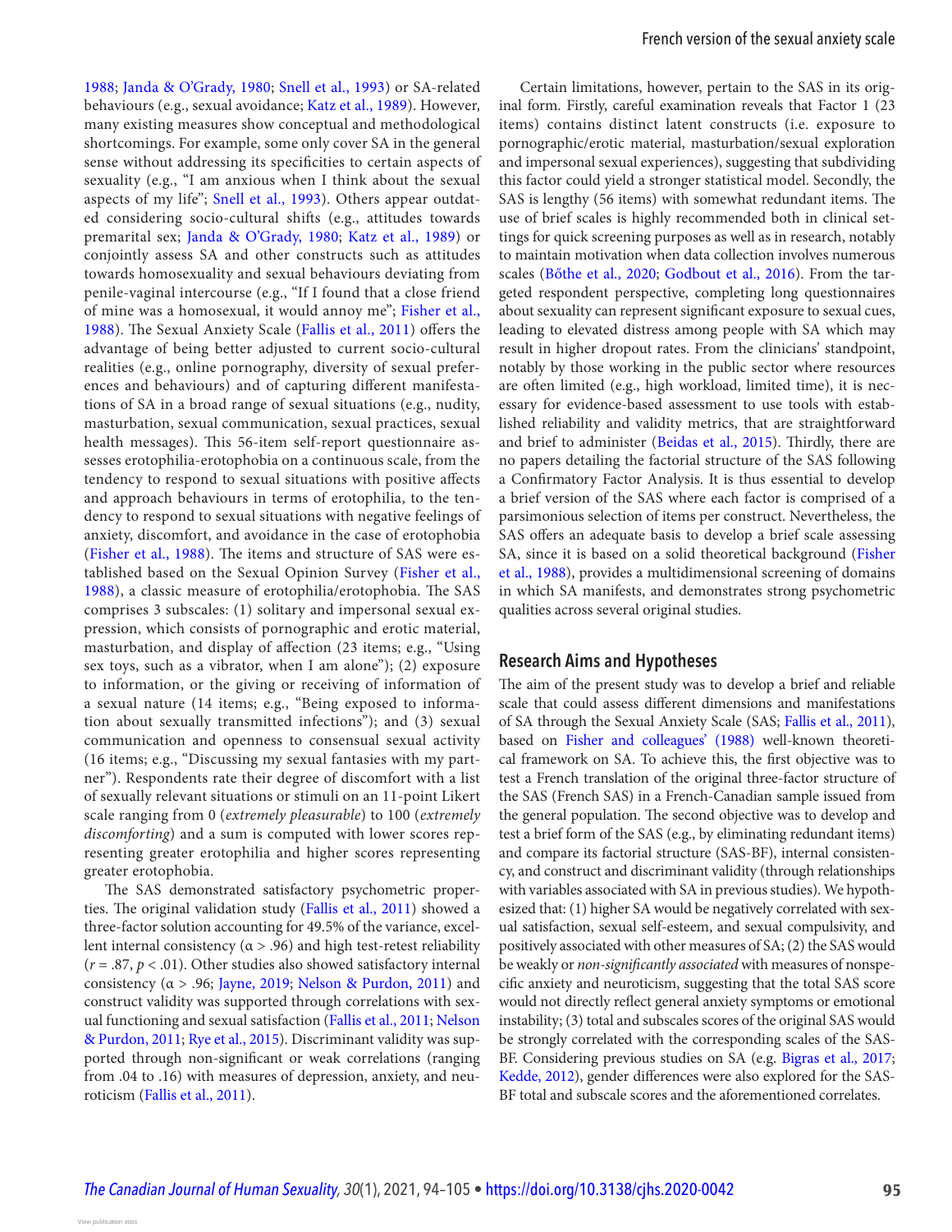1988; Janda & O'Grady, 1980; Snell et al., 1993) or SA-related behaviours (e.g., sexual avoidance; Katz et al., 1989). However, many existing measures show conceptual and methodological shortcomings. For example, some only cover SA in the general sense without addressing its specificities to certain aspects of sexuality (e.g., "I am anxious when I think about the sexual aspects of my life"; Snell et al., 1993). Others appear outdated considering socio-cultural shifts (e.g., attitudes towards premarital sex; Janda & O'Grady, 1980; Katz et al., 1989) or conjointly assess SA and other constructs such as attitudes towards homosexuality and sexual behaviours deviating from penile-vaginal intercourse (e.g., "If I found that a close friend of mine was a homosexual, it would annoy me"; Fisher et al., 1988). The Sexual Anxiety Scale (Fallis et al., 2011) offers the advantage of being better adjusted to current socio-cultural realities (e.g., online pornography, diversity of sexual preferences and behaviours) and of capturing different manifestations of SA in a broad range of sexual situations (e.g., nudity, masturbation, sexual communication, sexual practices, sexual health messages). This 56-item self-report questionnaire assesses erotophilia-erotophobia on a continuous scale, from the tendency to respond to sexual situations with positive affects and approach behaviours in terms of erotophilia, to the tendency to respond to sexual situations with negative feelings of anxiety, discomfort, and avoidance in the case of erotophobia (Fisher et al., 1988). The items and structure of SAS were established based on the Sexual Opinion Survey (Fisher et al., 1988), a classic measure of erotophilia/erotophobia. The SAS comprises 3 subscales: (1) solitary and impersonal sexual expression, which consists of pornographic and erotic material, masturbation, and display of affection (23 items; e.g., "Using sex toys, such as a vibrator, when I am alone"); (2) exposure to information, or the giving or receiving of information of a sexual nature (14 items; e.g., "Being exposed to information about sexually transmitted infections"); and (3) sexual communication and openness to consensual sexual activity (16 items; e.g., "Discussing my sexual fantasies with my partner"). Respondents rate their degree of discomfort with a list of sexually relevant situations or stimuli on an 11-point Likert scale ranging from 0 (*extremely pleasurable*) to 100 (*extremely discomforting*) and a sum is computed with lower scores representing greater erotophilia and higher scores representing greater erotophobia.

The SAS demonstrated satisfactory psychometric properties. The original validation study (Fallis et al., 2011) showed a three-factor solution accounting for 49.5% of the variance, excellent internal consistency ($\alpha > .96$) and high test-retest reliability ($r = .87$, $p < .01$). Other studies also showed satisfactory internal consistency ($\alpha > .96$; Jayne, 2019; Nelson & Purdon, 2011) and construct validity was supported through correlations with sexual functioning and sexual satisfaction (Fallis et al., 2011; Nelson & Purdon, 2011; Rye et al., 2015). Discriminant validity was supported through non-significant or weak correlations (ranging from .04 to .16) with measures of depression, anxiety, and neuroticism (Fallis et al., 2011).

Certain limitations, however, pertain to the SAS in its original form. Firstly, careful examination reveals that Factor 1 (23 items) contains distinct latent constructs (i.e. exposure to pornographic/erotic material, masturbation/sexual exploration and impersonal sexual experiences), suggesting that subdividing this factor could yield a stronger statistical model. Secondly, the SAS is lengthy (56 items) with somewhat redundant items. The use of brief scales is highly recommended both in clinical settings for quick screening purposes as well as in research, notably to maintain motivation when data collection involves numerous scales (Bőthe et al., 2020; Godbout et al., 2016). From the targeted respondent perspective, completing long questionnaires about sexuality can represent significant exposure to sexual cues, leading to elevated distress among people with SA which may result in higher dropout rates. From the clinicians' standpoint, notably by those working in the public sector where resources are often limited (e.g., high workload, limited time), it is necessary for evidence-based assessment to use tools with established reliability and validity metrics, that are straightforward and brief to administer (Beidas et al., 2015). Thirdly, there are no papers detailing the factorial structure of the SAS following a Confirmatory Factor Analysis. It is thus essential to develop a brief version of the SAS where each factor is comprised of a parsimonious selection of items per construct. Nevertheless, the SAS offers an adequate basis to develop a brief scale assessing SA, since it is based on a solid theoretical background (Fisher et al., 1988), provides a multidimensional screening of domains in which SA manifests, and demonstrates strong psychometric qualities across several original studies.

## Research Aims and Hypotheses

The aim of the present study was to develop a brief and reliable scale that could assess different dimensions and manifestations of SA through the Sexual Anxiety Scale (SAS; Fallis et al., 2011), based on Fisher and colleagues' (1988) well-known theoretical framework on SA. To achieve this, the first objective was to test a French translation of the original three-factor structure of the SAS (French SAS) in a French-Canadian sample issued from the general population. The second objective was to develop and test a brief form of the SAS (e.g., by eliminating redundant items) and compare its factorial structure (SAS-BF), internal consistency, and construct and discriminant validity (through relationships with variables associated with SA in previous studies). We hypothesized that: (1) higher SA would be negatively correlated with sexual satisfaction, sexual self-esteem, and sexual compulsivity, and positively associated with other measures of SA; (2) the SAS would be weakly or *non-significantly associated* with measures of nonspecific anxiety and neuroticism, suggesting that the total SAS score would not directly reflect general anxiety symptoms or emotional instability; (3) total and subscales scores of the original SAS would be strongly correlated with the corresponding scales of the SAS-BF. Considering previous studies on SA (e.g. Bigras et al., 2017; Kedde, 2012), gender differences were also explored for the SAS-BF total and subscale scores and the aforementioned correlates.